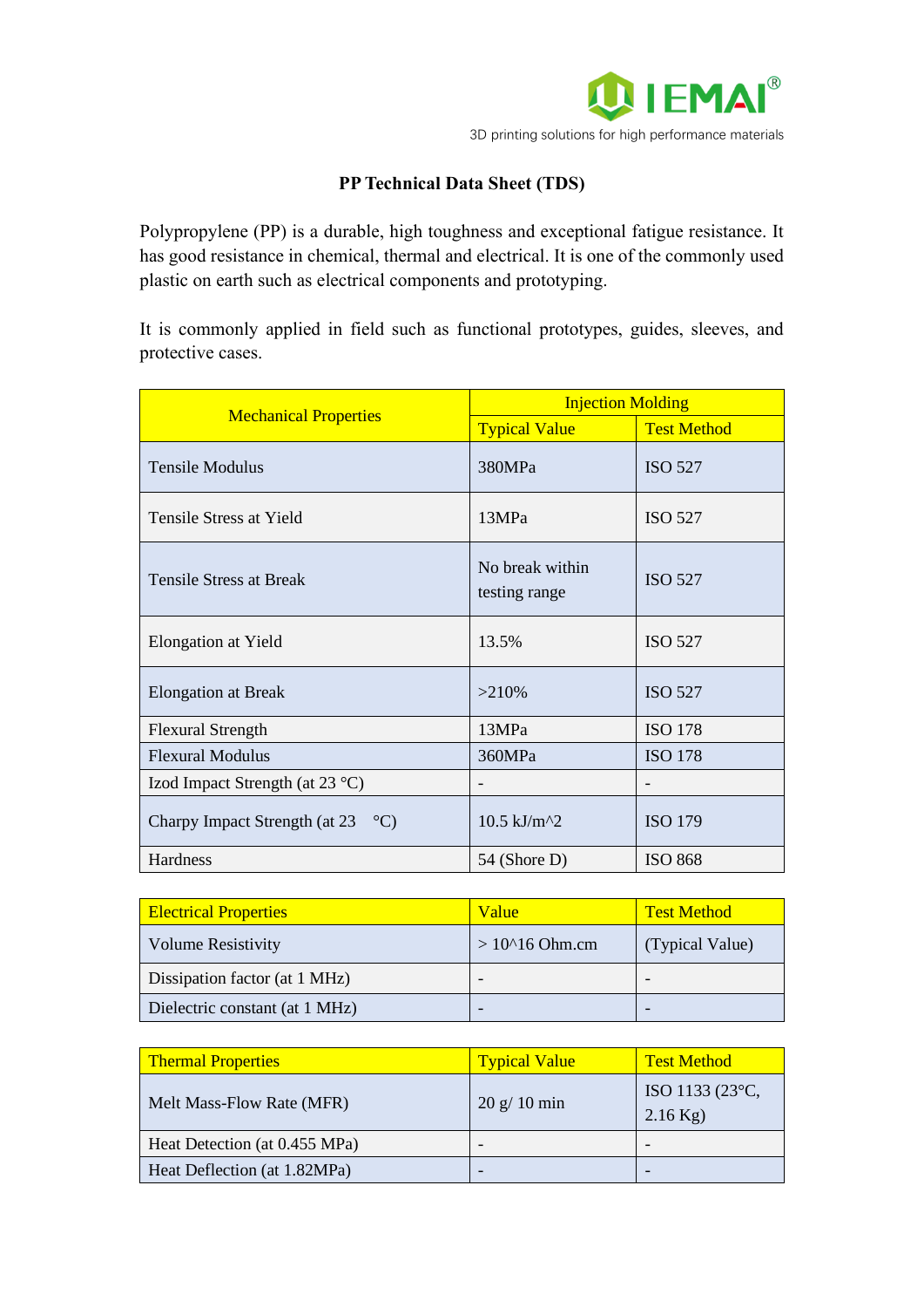IEMAI®

3D printing solutions for high performance materials

# PP Technical Data Sheet (TDS)

Polypropylene (PP) is a durable, high toughness and exceptional fatigue resistance. It has good resistance in chemical, thermal and electrical. It is one of the commonly used plastic on earth such as electrical components and prototyping.

It is commonly applied in field such as functional prototypes, guides, sleeves, and protective cases.

| Mechanical Properties | Injection Molding | |
|---|---|---|
| | Typical Value | Test Method |
| Tensile Modulus | 380MPa | ISO 527 |
| Tensile Stress at Yield | 13MPa | ISO 527 |
| Tensile Stress at Break | No break within testing range | ISO 527 |
| Elongation at Yield | 13.5% | ISO 527 |
| Elongation at Break | >210% | ISO 527 |
| Flexural Strength | 13MPa | ISO 178 |
| Flexural Modulus | 360MPa | ISO 178 |
| Izod Impact Strength (at 23 °C) | - | - |
| Charpy Impact Strength (at 23 °C) | 10.5 kJ/m^2 | ISO 179 |
| Hardness | 54 (Shore D) | ISO 868 |

| Electrical Properties | Value | Test Method |
|---|---|---|
| Volume Resistivity | > 10^16 Ohm.cm | (Typical Value) |
| Dissipation factor (at 1 MHz) | - | - |
| Dielectric constant (at 1 MHz) | - | - |

| Thermal Properties | Typical Value | Test Method |
|---|---|---|
| Melt Mass-Flow Rate (MFR) | 20 g/ 10 min | ISO 1133 (23°C, 2.16 Kg) |
| Heat Detection (at 0.455 MPa) | - | - |
| Heat Deflection (at 1.82MPa) | - | - |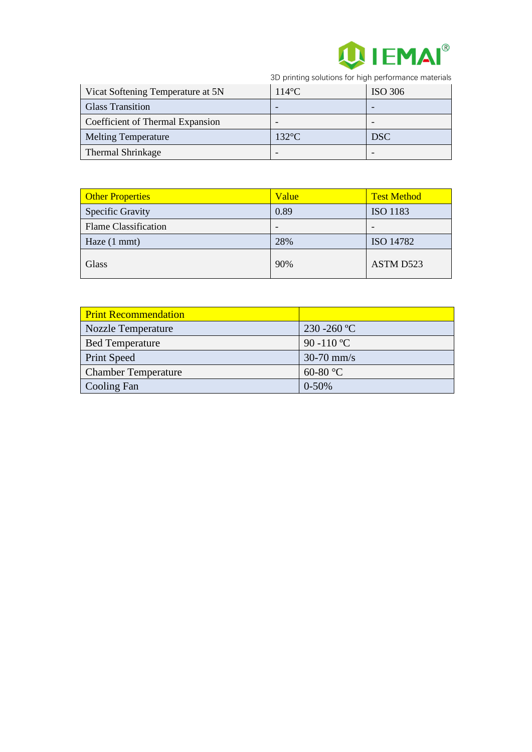| | | |
|---|---|---|
| Vicat Softening Temperature at 5N | 114°C | ISO 306 |
| Glass Transition | - | - |
| Coefficient of Thermal Expansion | - | - |
| Melting Temperature | 132°C | DSC |
| Thermal Shrinkage | - | - |

| Other Properties | Value | Test Method |
|---|---|---|
| Specific Gravity | 0.89 | ISO 1183 |
| Flame Classification | - | - |
| Haze (1 mmt) | 28% | ISO 14782 |
| Glass | 90% | ASTM D523 |

| Print Recommendation | |
|---|---|
| Nozzle Temperature | 230 -260 ºC |
| Bed Temperature | 90 -110 ºC |
| Print Speed | 30-70 mm/s |
| Chamber Temperature | 60-80 °C |
| Cooling Fan | 0-50% |